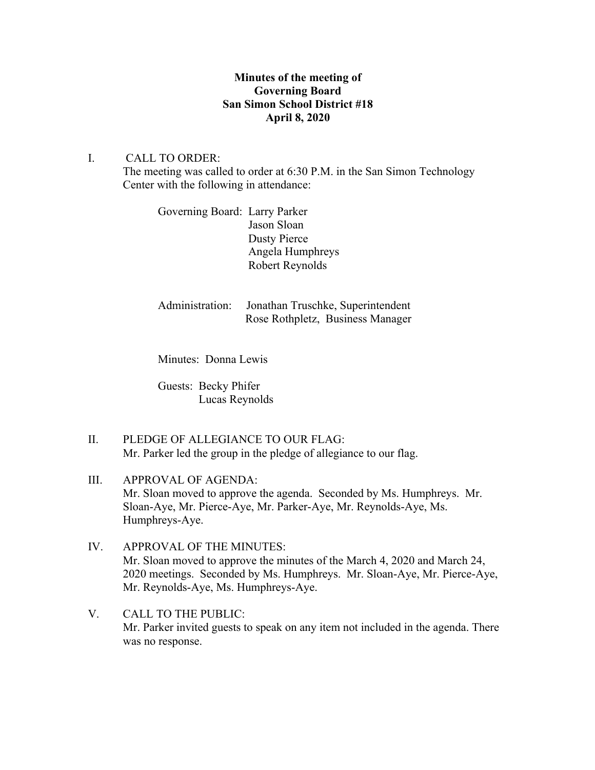**Minutes of the meeting of**
**Governing Board**
**San Simon School District #18**
**April 8, 2020**

I. CALL TO ORDER:
The meeting was called to order at 6:30 P.M. in the San Simon Technology Center with the following in attendance:

Governing Board: Larry Parker
Jason Sloan
Dusty Pierce
Angela Humphreys
Robert Reynolds

Administration: Jonathan Truschke, Superintendent
Rose Rothpletz, Business Manager

Minutes: Donna Lewis

Guests: Becky Phifer
Lucas Reynolds

II. PLEDGE OF ALLEGIANCE TO OUR FLAG:
Mr. Parker led the group in the pledge of allegiance to our flag.

III. APPROVAL OF AGENDA:
Mr. Sloan moved to approve the agenda. Seconded by Ms. Humphreys. Mr. Sloan-Aye, Mr. Pierce-Aye, Mr. Parker-Aye, Mr. Reynolds-Aye, Ms. Humphreys-Aye.

IV. APPROVAL OF THE MINUTES:
Mr. Sloan moved to approve the minutes of the March 4, 2020 and March 24, 2020 meetings. Seconded by Ms. Humphreys. Mr. Sloan-Aye, Mr. Pierce-Aye, Mr. Reynolds-Aye, Ms. Humphreys-Aye.

V. CALL TO THE PUBLIC:
Mr. Parker invited guests to speak on any item not included in the agenda. There was no response.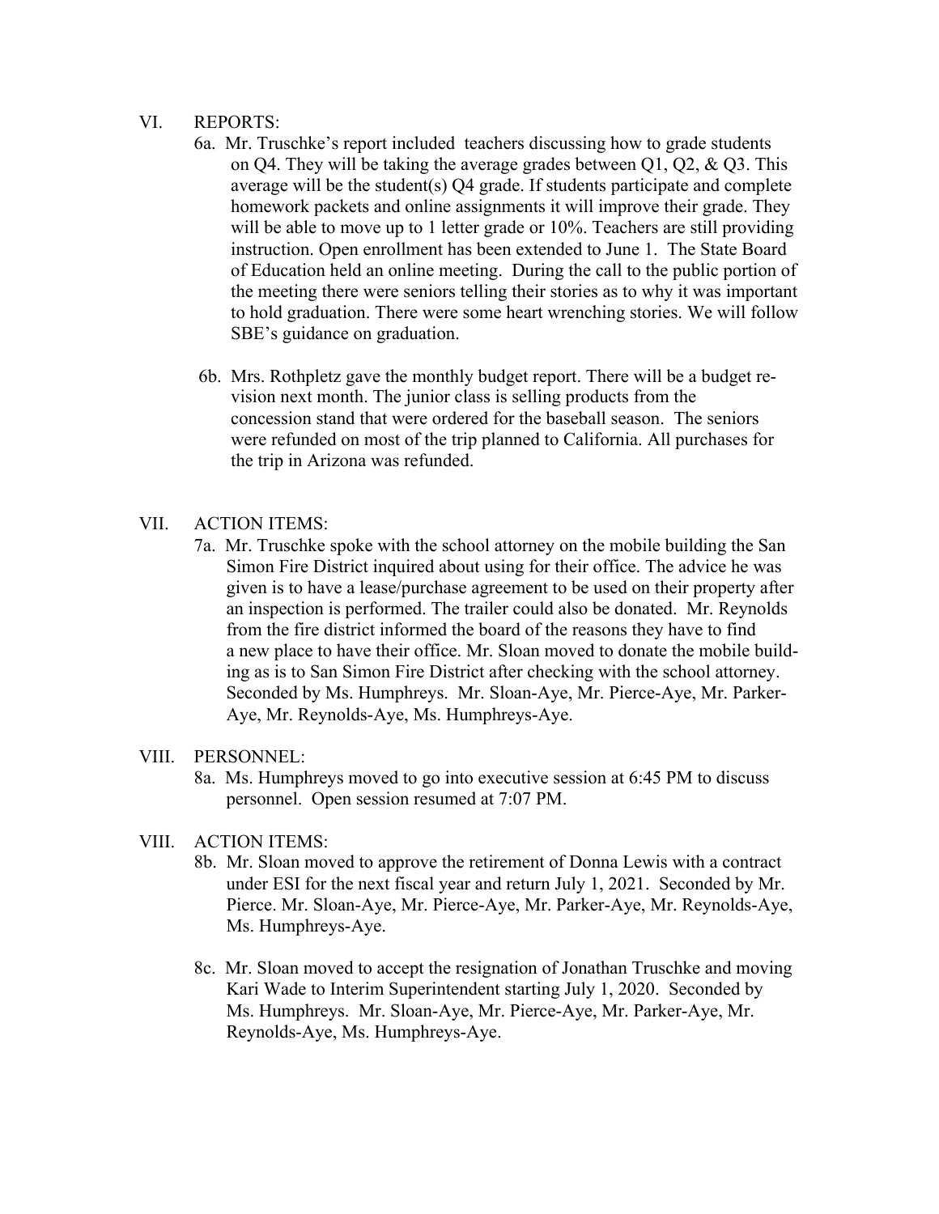VI. REPORTS:

6a. Mr. Truschke's report included teachers discussing how to grade students on Q4. They will be taking the average grades between Q1, Q2, & Q3. This average will be the student(s) Q4 grade. If students participate and complete homework packets and online assignments it will improve their grade. They will be able to move up to 1 letter grade or 10%. Teachers are still providing instruction. Open enrollment has been extended to June 1. The State Board of Education held an online meeting. During the call to the public portion of the meeting there were seniors telling their stories as to why it was important to hold graduation. There were some heart wrenching stories. We will follow SBE's guidance on graduation.

6b. Mrs. Rothpletz gave the monthly budget report. There will be a budget revision next month. The junior class is selling products from the concession stand that were ordered for the baseball season. The seniors were refunded on most of the trip planned to California. All purchases for the trip in Arizona was refunded.

VII. ACTION ITEMS:

7a. Mr. Truschke spoke with the school attorney on the mobile building the San Simon Fire District inquired about using for their office. The advice he was given is to have a lease/purchase agreement to be used on their property after an inspection is performed. The trailer could also be donated. Mr. Reynolds from the fire district informed the board of the reasons they have to find a new place to have their office. Mr. Sloan moved to donate the mobile building as is to San Simon Fire District after checking with the school attorney. Seconded by Ms. Humphreys. Mr. Sloan-Aye, Mr. Pierce-Aye, Mr. Parker-Aye, Mr. Reynolds-Aye, Ms. Humphreys-Aye.

VIII. PERSONNEL:

8a. Ms. Humphreys moved to go into executive session at 6:45 PM to discuss personnel. Open session resumed at 7:07 PM.

VIII. ACTION ITEMS:

8b. Mr. Sloan moved to approve the retirement of Donna Lewis with a contract under ESI for the next fiscal year and return July 1, 2021. Seconded by Mr. Pierce. Mr. Sloan-Aye, Mr. Pierce-Aye, Mr. Parker-Aye, Mr. Reynolds-Aye, Ms. Humphreys-Aye.

8c. Mr. Sloan moved to accept the resignation of Jonathan Truschke and moving Kari Wade to Interim Superintendent starting July 1, 2020. Seconded by Ms. Humphreys. Mr. Sloan-Aye, Mr. Pierce-Aye, Mr. Parker-Aye, Mr. Reynolds-Aye, Ms. Humphreys-Aye.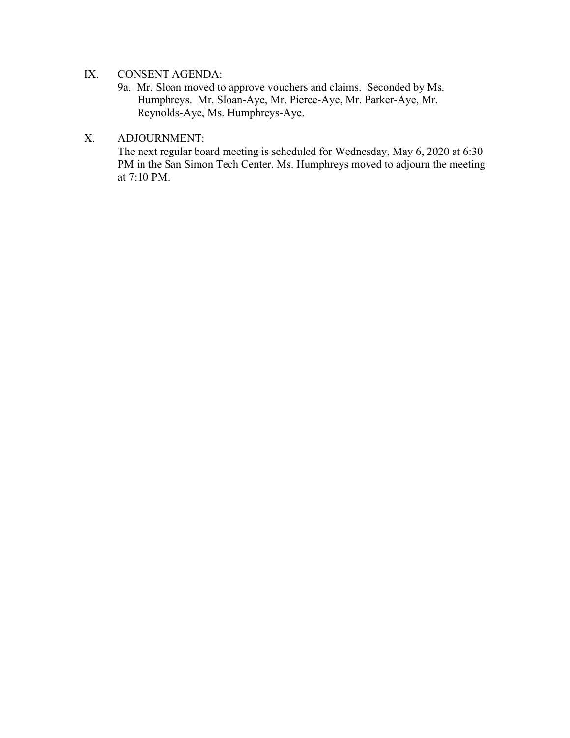IX. CONSENT AGENDA:

9a. Mr. Sloan moved to approve vouchers and claims. Seconded by Ms. Humphreys. Mr. Sloan-Aye, Mr. Pierce-Aye, Mr. Parker-Aye, Mr. Reynolds-Aye, Ms. Humphreys-Aye.

X. ADJOURNMENT:

The next regular board meeting is scheduled for Wednesday, May 6, 2020 at 6:30 PM in the San Simon Tech Center. Ms. Humphreys moved to adjourn the meeting at 7:10 PM.